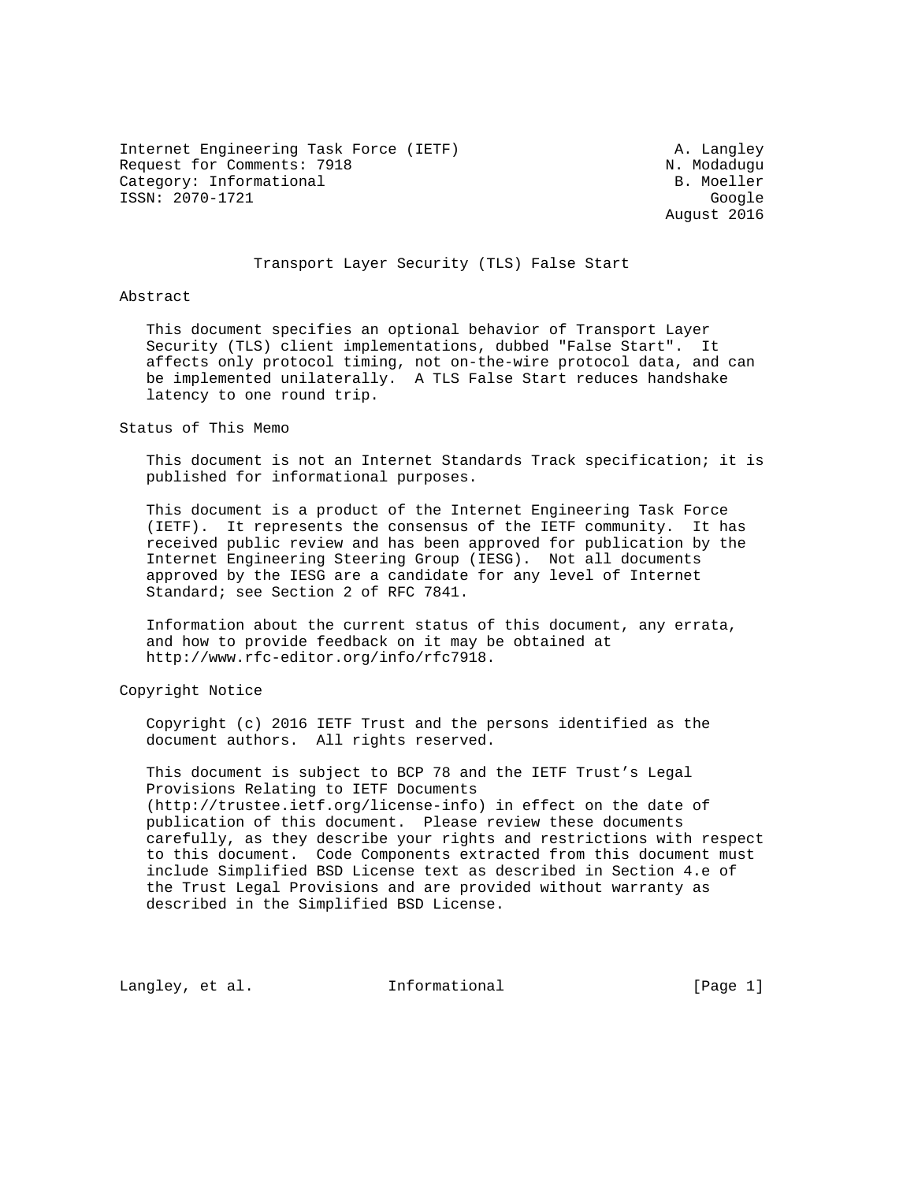Internet Engineering Task Force (IETF) A. Langley
Request for Comments: 7918 N. Modadugu
Category: Informational B. Moeller
ISSN: 2070-1721 Google
August 2016

# Transport Layer Security (TLS) False Start

## Abstract

This document specifies an optional behavior of Transport Layer Security (TLS) client implementations, dubbed "False Start". It affects only protocol timing, not on-the-wire protocol data, and can be implemented unilaterally. A TLS False Start reduces handshake latency to one round trip.

## Status of This Memo

This document is not an Internet Standards Track specification; it is published for informational purposes.

This document is a product of the Internet Engineering Task Force (IETF). It represents the consensus of the IETF community. It has received public review and has been approved for publication by the Internet Engineering Steering Group (IESG). Not all documents approved by the IESG are a candidate for any level of Internet Standard; see Section 2 of RFC 7841.

Information about the current status of this document, any errata, and how to provide feedback on it may be obtained at http://www.rfc-editor.org/info/rfc7918.

## Copyright Notice

Copyright (c) 2016 IETF Trust and the persons identified as the document authors. All rights reserved.

This document is subject to BCP 78 and the IETF Trust's Legal Provisions Relating to IETF Documents (http://trustee.ietf.org/license-info) in effect on the date of publication of this document. Please review these documents carefully, as they describe your rights and restrictions with respect to this document. Code Components extracted from this document must include Simplified BSD License text as described in Section 4.e of the Trust Legal Provisions and are provided without warranty as described in the Simplified BSD License.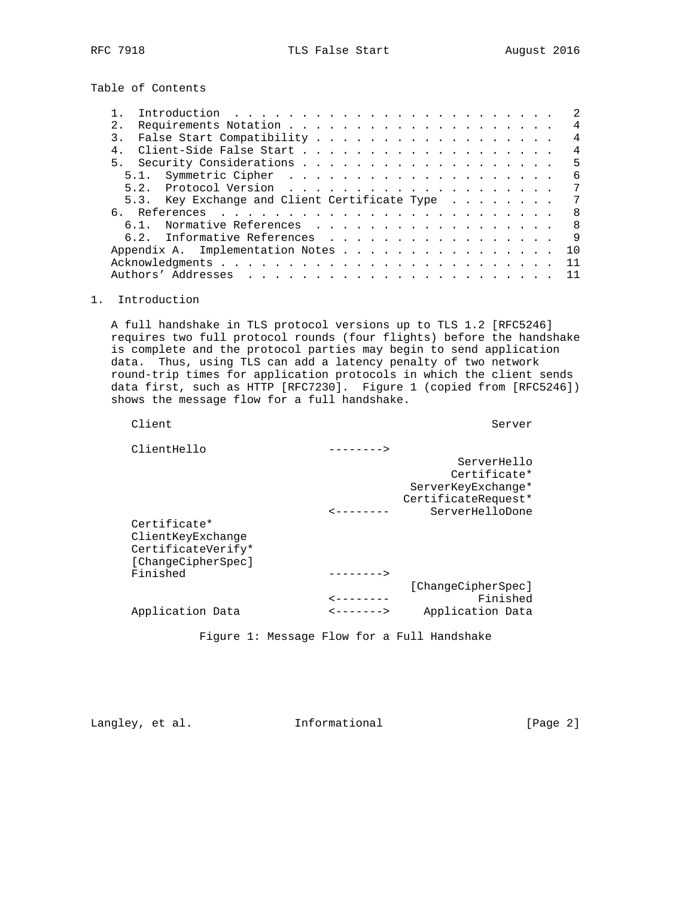Table of Contents

```
   1.  Introduction  . . . . . . . . . . . . . . . . . . . . . . . .   2
   2.  Requirements Notation . . . . . . . . . . . . . . . . . . . .   4
   3.  False Start Compatibility . . . . . . . . . . . . . . . . . .   4
   4.  Client-Side False Start . . . . . . . . . . . . . . . . . . .   4
   5.  Security Considerations . . . . . . . . . . . . . . . . . . .   5
     5.1.  Symmetric Cipher  . . . . . . . . . . . . . . . . . . . .   6
     5.2.  Protocol Version  . . . . . . . . . . . . . . . . . . . .   7
     5.3.  Key Exchange and Client Certificate Type  . . . . . . . .   7
   6.  References  . . . . . . . . . . . . . . . . . . . . . . . . .   8
     6.1.  Normative References  . . . . . . . . . . . . . . . . . .   8
     6.2.  Informative References  . . . . . . . . . . . . . . . . .   9
   Appendix A.  Implementation Notes . . . . . . . . . . . . . . . .  10
   Acknowledgments . . . . . . . . . . . . . . . . . . . . . . . . .  11
   Authors' Addresses  . . . . . . . . . . . . . . . . . . . . . . .  11
```

# 1. Introduction

A full handshake in TLS protocol versions up to TLS 1.2 [RFC5246] requires two full protocol rounds (four flights) before the handshake is complete and the protocol parties may begin to send application data. Thus, using TLS can add a latency penalty of two network round-trip times for application protocols in which the client sends data first, such as HTTP [RFC7230]. Figure 1 (copied from [RFC5246]) shows the message flow for a full handshake.

```
      Client                                               Server

      ClientHello                  -------->
                                                      ServerHello
                                                     Certificate*
                                               ServerKeyExchange*
                                              CertificateRequest*
                                   <--------      ServerHelloDone
      Certificate*
      ClientKeyExchange
      CertificateVerify*
      [ChangeCipherSpec]
      Finished                     -------->
                                               [ChangeCipherSpec]
                                   <--------             Finished
      Application Data             <------->     Application Data
```

Figure 1: Message Flow for a Full Handshake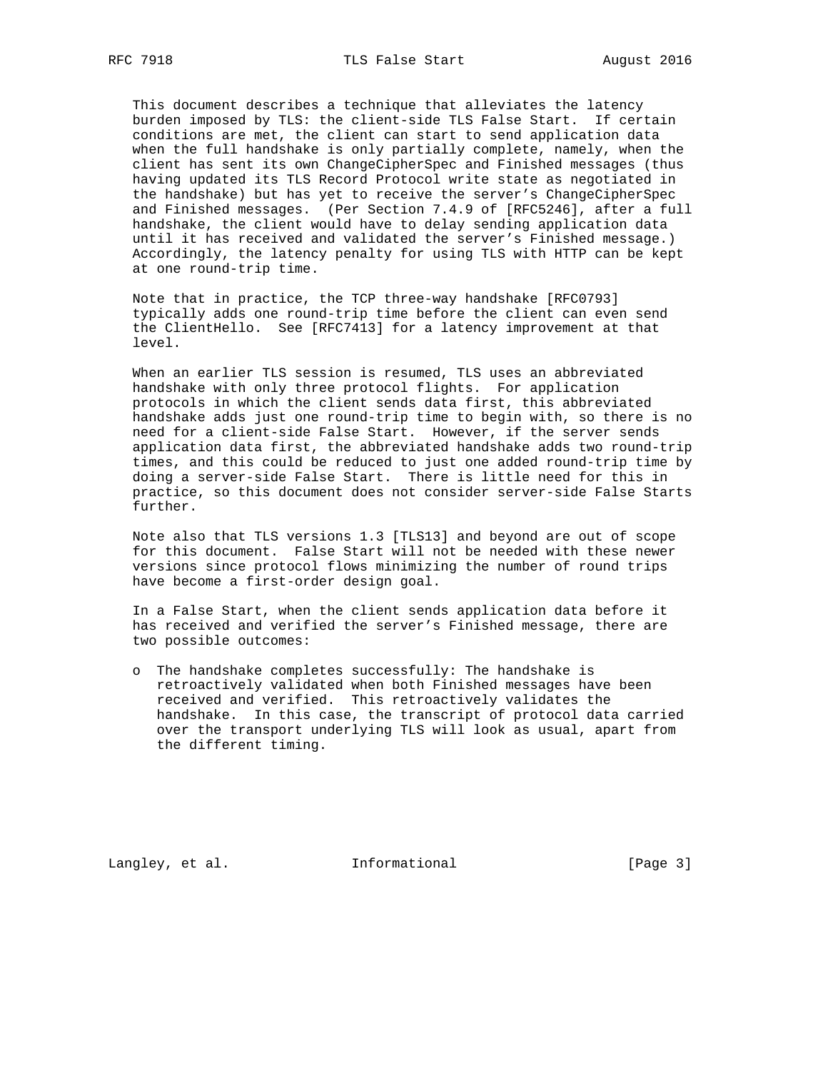This document describes a technique that alleviates the latency burden imposed by TLS: the client-side TLS False Start. If certain conditions are met, the client can start to send application data when the full handshake is only partially complete, namely, when the client has sent its own ChangeCipherSpec and Finished messages (thus having updated its TLS Record Protocol write state as negotiated in the handshake) but has yet to receive the server's ChangeCipherSpec and Finished messages. (Per Section 7.4.9 of [RFC5246], after a full handshake, the client would have to delay sending application data until it has received and validated the server's Finished message.) Accordingly, the latency penalty for using TLS with HTTP can be kept at one round-trip time.

Note that in practice, the TCP three-way handshake [RFC0793] typically adds one round-trip time before the client can even send the ClientHello. See [RFC7413] for a latency improvement at that level.

When an earlier TLS session is resumed, TLS uses an abbreviated handshake with only three protocol flights. For application protocols in which the client sends data first, this abbreviated handshake adds just one round-trip time to begin with, so there is no need for a client-side False Start. However, if the server sends application data first, the abbreviated handshake adds two round-trip times, and this could be reduced to just one added round-trip time by doing a server-side False Start. There is little need for this in practice, so this document does not consider server-side False Starts further.

Note also that TLS versions 1.3 [TLS13] and beyond are out of scope for this document. False Start will not be needed with these newer versions since protocol flows minimizing the number of round trips have become a first-order design goal.

In a False Start, when the client sends application data before it has received and verified the server's Finished message, there are two possible outcomes:

- The handshake completes successfully: The handshake is retroactively validated when both Finished messages have been received and verified. This retroactively validates the handshake. In this case, the transcript of protocol data carried over the transport underlying TLS will look as usual, apart from the different timing.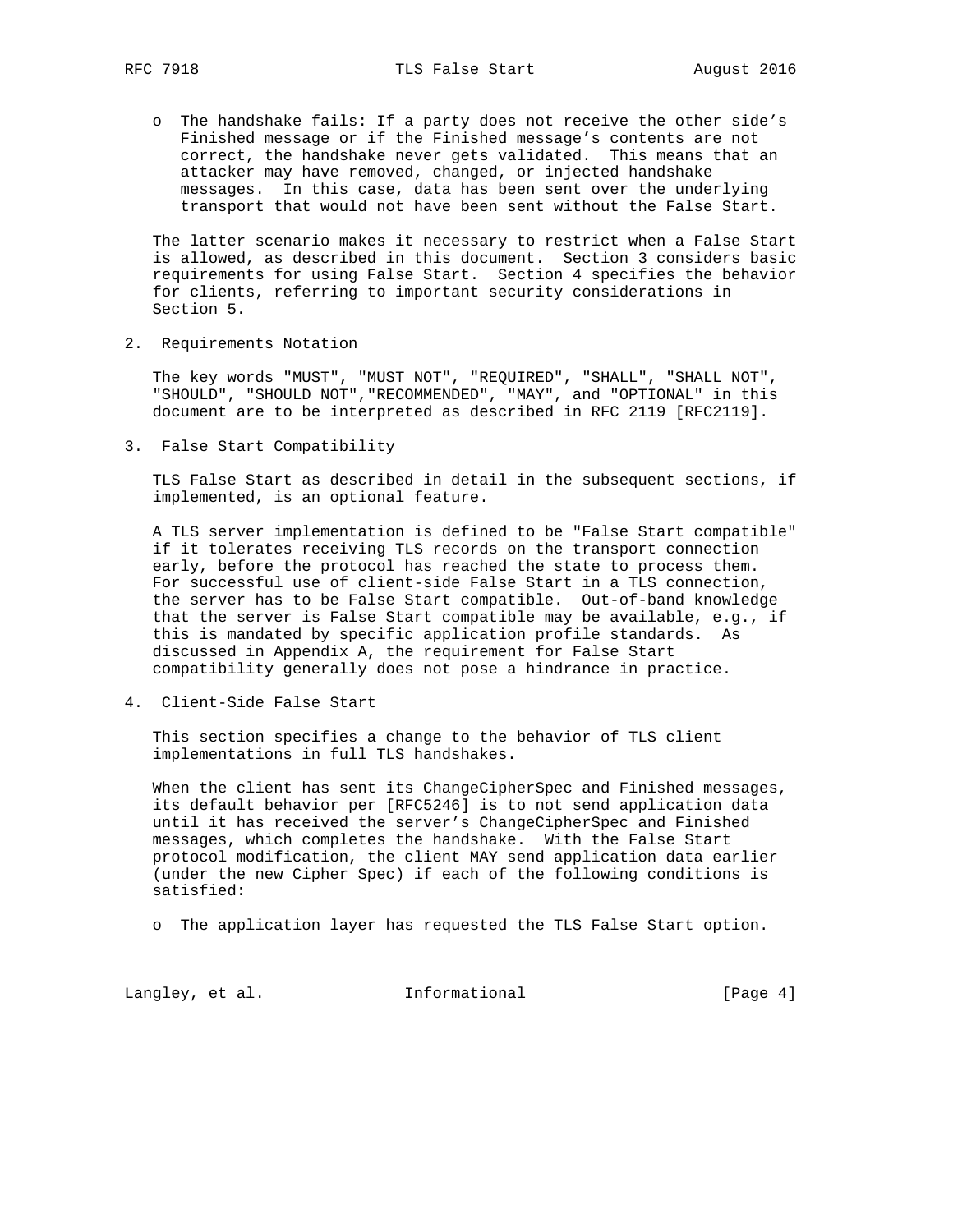- The handshake fails: If a party does not receive the other side's Finished message or if the Finished message's contents are not correct, the handshake never gets validated. This means that an attacker may have removed, changed, or injected handshake messages. In this case, data has been sent over the underlying transport that would not have been sent without the False Start.

The latter scenario makes it necessary to restrict when a False Start is allowed, as described in this document. Section 3 considers basic requirements for using False Start. Section 4 specifies the behavior for clients, referring to important security considerations in Section 5.

## 2. Requirements Notation

The key words "MUST", "MUST NOT", "REQUIRED", "SHALL", "SHALL NOT", "SHOULD", "SHOULD NOT","RECOMMENDED", "MAY", and "OPTIONAL" in this document are to be interpreted as described in RFC 2119 [RFC2119].

## 3. False Start Compatibility

TLS False Start as described in detail in the subsequent sections, if implemented, is an optional feature.

A TLS server implementation is defined to be "False Start compatible" if it tolerates receiving TLS records on the transport connection early, before the protocol has reached the state to process them. For successful use of client-side False Start in a TLS connection, the server has to be False Start compatible. Out-of-band knowledge that the server is False Start compatible may be available, e.g., if this is mandated by specific application profile standards. As discussed in Appendix A, the requirement for False Start compatibility generally does not pose a hindrance in practice.

## 4. Client-Side False Start

This section specifies a change to the behavior of TLS client implementations in full TLS handshakes.

When the client has sent its ChangeCipherSpec and Finished messages, its default behavior per [RFC5246] is to not send application data until it has received the server's ChangeCipherSpec and Finished messages, which completes the handshake. With the False Start protocol modification, the client MAY send application data earlier (under the new Cipher Spec) if each of the following conditions is satisfied:

- The application layer has requested the TLS False Start option.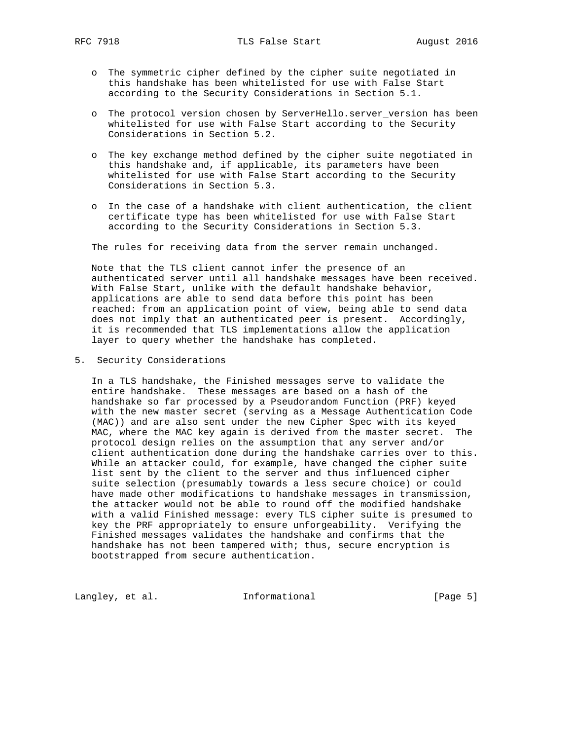- The symmetric cipher defined by the cipher suite negotiated in this handshake has been whitelisted for use with False Start according to the Security Considerations in Section 5.1.

- The protocol version chosen by ServerHello.server_version has been whitelisted for use with False Start according to the Security Considerations in Section 5.2.

- The key exchange method defined by the cipher suite negotiated in this handshake and, if applicable, its parameters have been whitelisted for use with False Start according to the Security Considerations in Section 5.3.

- In the case of a handshake with client authentication, the client certificate type has been whitelisted for use with False Start according to the Security Considerations in Section 5.3.

The rules for receiving data from the server remain unchanged.

Note that the TLS client cannot infer the presence of an authenticated server until all handshake messages have been received. With False Start, unlike with the default handshake behavior, applications are able to send data before this point has been reached: from an application point of view, being able to send data does not imply that an authenticated peer is present. Accordingly, it is recommended that TLS implementations allow the application layer to query whether the handshake has completed.

## 5. Security Considerations

In a TLS handshake, the Finished messages serve to validate the entire handshake. These messages are based on a hash of the handshake so far processed by a Pseudorandom Function (PRF) keyed with the new master secret (serving as a Message Authentication Code (MAC)) and are also sent under the new Cipher Spec with its keyed MAC, where the MAC key again is derived from the master secret. The protocol design relies on the assumption that any server and/or client authentication done during the handshake carries over to this. While an attacker could, for example, have changed the cipher suite list sent by the client to the server and thus influenced cipher suite selection (presumably towards a less secure choice) or could have made other modifications to handshake messages in transmission, the attacker would not be able to round off the modified handshake with a valid Finished message: every TLS cipher suite is presumed to key the PRF appropriately to ensure unforgeability. Verifying the Finished messages validates the handshake and confirms that the handshake has not been tampered with; thus, secure encryption is bootstrapped from secure authentication.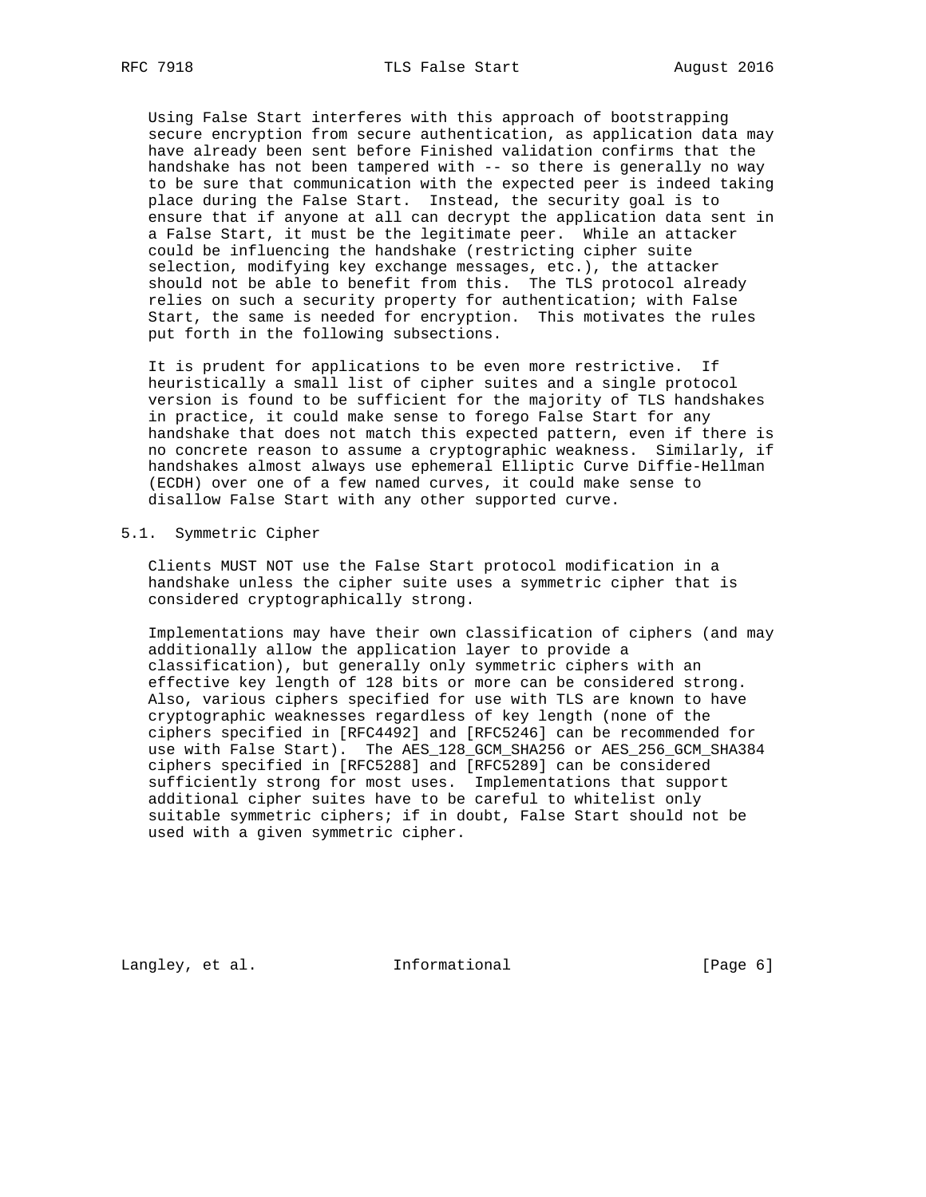Using False Start interferes with this approach of bootstrapping secure encryption from secure authentication, as application data may have already been sent before Finished validation confirms that the handshake has not been tampered with -- so there is generally no way to be sure that communication with the expected peer is indeed taking place during the False Start. Instead, the security goal is to ensure that if anyone at all can decrypt the application data sent in a False Start, it must be the legitimate peer. While an attacker could be influencing the handshake (restricting cipher suite selection, modifying key exchange messages, etc.), the attacker should not be able to benefit from this. The TLS protocol already relies on such a security property for authentication; with False Start, the same is needed for encryption. This motivates the rules put forth in the following subsections.

It is prudent for applications to be even more restrictive. If heuristically a small list of cipher suites and a single protocol version is found to be sufficient for the majority of TLS handshakes in practice, it could make sense to forego False Start for any handshake that does not match this expected pattern, even if there is no concrete reason to assume a cryptographic weakness. Similarly, if handshakes almost always use ephemeral Elliptic Curve Diffie-Hellman (ECDH) over one of a few named curves, it could make sense to disallow False Start with any other supported curve.

## 5.1. Symmetric Cipher

Clients MUST NOT use the False Start protocol modification in a handshake unless the cipher suite uses a symmetric cipher that is considered cryptographically strong.

Implementations may have their own classification of ciphers (and may additionally allow the application layer to provide a classification), but generally only symmetric ciphers with an effective key length of 128 bits or more can be considered strong. Also, various ciphers specified for use with TLS are known to have cryptographic weaknesses regardless of key length (none of the ciphers specified in [RFC4492] and [RFC5246] can be recommended for use with False Start). The AES_128_GCM_SHA256 or AES_256_GCM_SHA384 ciphers specified in [RFC5288] and [RFC5289] can be considered sufficiently strong for most uses. Implementations that support additional cipher suites have to be careful to whitelist only suitable symmetric ciphers; if in doubt, False Start should not be used with a given symmetric cipher.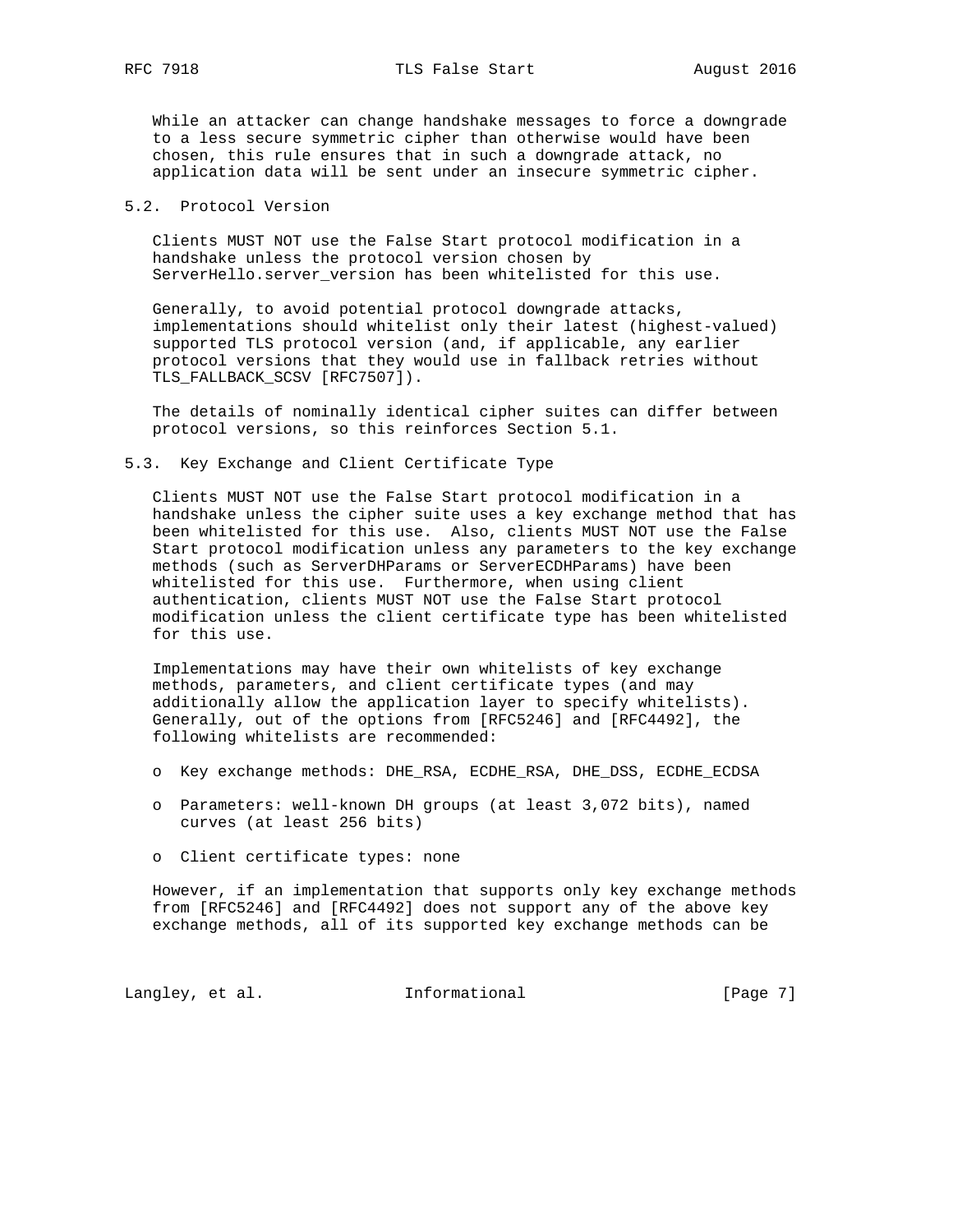While an attacker can change handshake messages to force a downgrade to a less secure symmetric cipher than otherwise would have been chosen, this rule ensures that in such a downgrade attack, no application data will be sent under an insecure symmetric cipher.

## 5.2. Protocol Version

Clients MUST NOT use the False Start protocol modification in a handshake unless the protocol version chosen by ServerHello.server_version has been whitelisted for this use.

Generally, to avoid potential protocol downgrade attacks, implementations should whitelist only their latest (highest-valued) supported TLS protocol version (and, if applicable, any earlier protocol versions that they would use in fallback retries without TLS_FALLBACK_SCSV [RFC7507]).

The details of nominally identical cipher suites can differ between protocol versions, so this reinforces Section 5.1.

## 5.3. Key Exchange and Client Certificate Type

Clients MUST NOT use the False Start protocol modification in a handshake unless the cipher suite uses a key exchange method that has been whitelisted for this use. Also, clients MUST NOT use the False Start protocol modification unless any parameters to the key exchange methods (such as ServerDHParams or ServerECDHParams) have been whitelisted for this use. Furthermore, when using client authentication, clients MUST NOT use the False Start protocol modification unless the client certificate type has been whitelisted for this use.

Implementations may have their own whitelists of key exchange methods, parameters, and client certificate types (and may additionally allow the application layer to specify whitelists). Generally, out of the options from [RFC5246] and [RFC4492], the following whitelists are recommended:

- Key exchange methods: DHE_RSA, ECDHE_RSA, DHE_DSS, ECDHE_ECDSA
- Parameters: well-known DH groups (at least 3,072 bits), named curves (at least 256 bits)
- Client certificate types: none

However, if an implementation that supports only key exchange methods from [RFC5246] and [RFC4492] does not support any of the above key exchange methods, all of its supported key exchange methods can be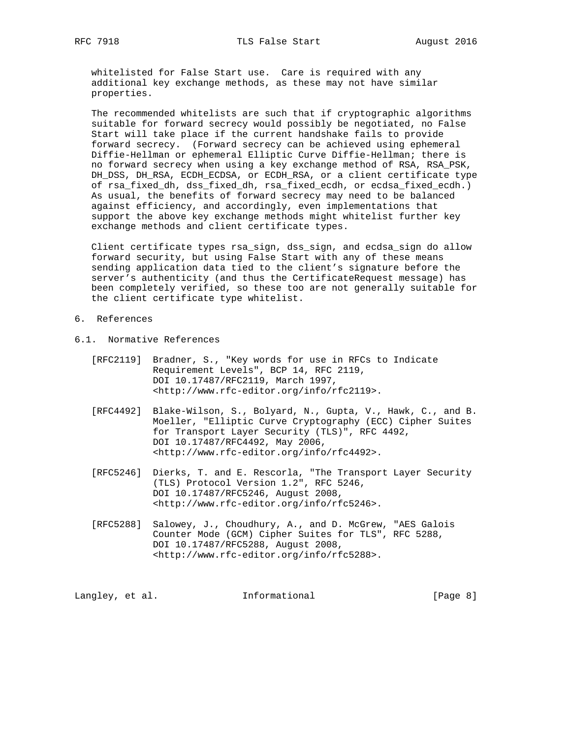whitelisted for False Start use. Care is required with any additional key exchange methods, as these may not have similar properties.

The recommended whitelists are such that if cryptographic algorithms suitable for forward secrecy would possibly be negotiated, no False Start will take place if the current handshake fails to provide forward secrecy. (Forward secrecy can be achieved using ephemeral Diffie-Hellman or ephemeral Elliptic Curve Diffie-Hellman; there is no forward secrecy when using a key exchange method of RSA, RSA_PSK, DH_DSS, DH_RSA, ECDH_ECDSA, or ECDH_RSA, or a client certificate type of rsa_fixed_dh, dss_fixed_dh, rsa_fixed_ecdh, or ecdsa_fixed_ecdh.) As usual, the benefits of forward secrecy may need to be balanced against efficiency, and accordingly, even implementations that support the above key exchange methods might whitelist further key exchange methods and client certificate types.

Client certificate types rsa_sign, dss_sign, and ecdsa_sign do allow forward security, but using False Start with any of these means sending application data tied to the client's signature before the server's authenticity (and thus the CertificateRequest message) has been completely verified, so these too are not generally suitable for the client certificate type whitelist.

# 6. References

## 6.1. Normative References

[RFC2119] Bradner, S., "Key words for use in RFCs to Indicate Requirement Levels", BCP 14, RFC 2119, DOI 10.17487/RFC2119, March 1997, <http://www.rfc-editor.org/info/rfc2119>.

[RFC4492] Blake-Wilson, S., Bolyard, N., Gupta, V., Hawk, C., and B. Moeller, "Elliptic Curve Cryptography (ECC) Cipher Suites for Transport Layer Security (TLS)", RFC 4492, DOI 10.17487/RFC4492, May 2006, <http://www.rfc-editor.org/info/rfc4492>.

[RFC5246] Dierks, T. and E. Rescorla, "The Transport Layer Security (TLS) Protocol Version 1.2", RFC 5246, DOI 10.17487/RFC5246, August 2008, <http://www.rfc-editor.org/info/rfc5246>.

[RFC5288] Salowey, J., Choudhury, A., and D. McGrew, "AES Galois Counter Mode (GCM) Cipher Suites for TLS", RFC 5288, DOI 10.17487/RFC5288, August 2008, <http://www.rfc-editor.org/info/rfc5288>.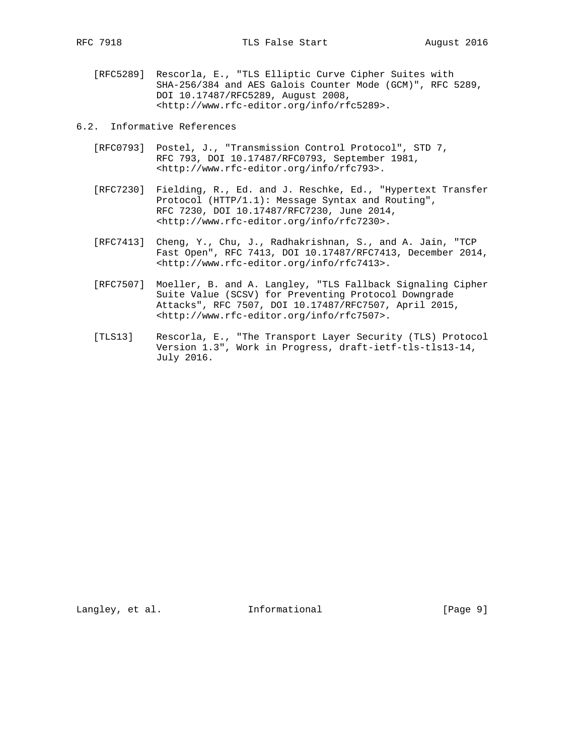[RFC5289] Rescorla, E., "TLS Elliptic Curve Cipher Suites with SHA-256/384 and AES Galois Counter Mode (GCM)", RFC 5289, DOI 10.17487/RFC5289, August 2008, <http://www.rfc-editor.org/info/rfc5289>.

## 6.2. Informative References

[RFC0793] Postel, J., "Transmission Control Protocol", STD 7, RFC 793, DOI 10.17487/RFC0793, September 1981, <http://www.rfc-editor.org/info/rfc793>.

[RFC7230] Fielding, R., Ed. and J. Reschke, Ed., "Hypertext Transfer Protocol (HTTP/1.1): Message Syntax and Routing", RFC 7230, DOI 10.17487/RFC7230, June 2014, <http://www.rfc-editor.org/info/rfc7230>.

[RFC7413] Cheng, Y., Chu, J., Radhakrishnan, S., and A. Jain, "TCP Fast Open", RFC 7413, DOI 10.17487/RFC7413, December 2014, <http://www.rfc-editor.org/info/rfc7413>.

[RFC7507] Moeller, B. and A. Langley, "TLS Fallback Signaling Cipher Suite Value (SCSV) for Preventing Protocol Downgrade Attacks", RFC 7507, DOI 10.17487/RFC7507, April 2015, <http://www.rfc-editor.org/info/rfc7507>.

[TLS13] Rescorla, E., "The Transport Layer Security (TLS) Protocol Version 1.3", Work in Progress, draft-ietf-tls-tls13-14, July 2016.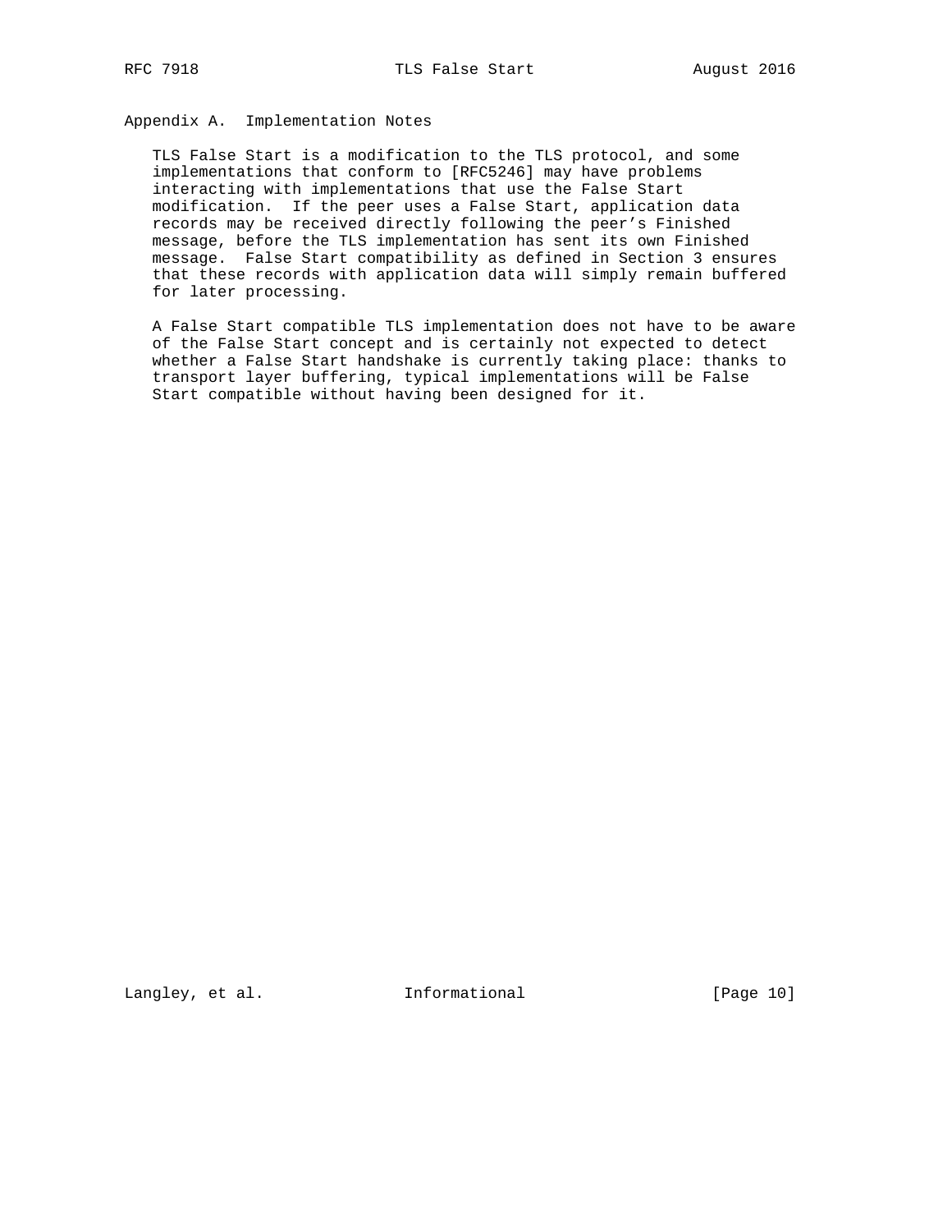## Appendix A. Implementation Notes

TLS False Start is a modification to the TLS protocol, and some implementations that conform to [RFC5246] may have problems interacting with implementations that use the False Start modification. If the peer uses a False Start, application data records may be received directly following the peer's Finished message, before the TLS implementation has sent its own Finished message. False Start compatibility as defined in Section 3 ensures that these records with application data will simply remain buffered for later processing.

A False Start compatible TLS implementation does not have to be aware of the False Start concept and is certainly not expected to detect whether a False Start handshake is currently taking place: thanks to transport layer buffering, typical implementations will be False Start compatible without having been designed for it.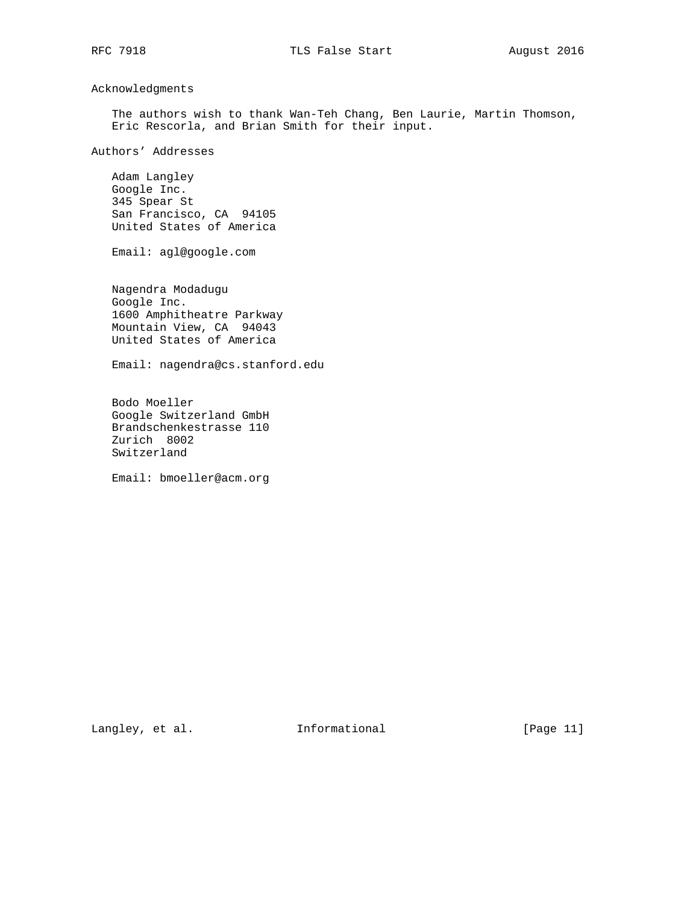## Acknowledgments

The authors wish to thank Wan-Teh Chang, Ben Laurie, Martin Thomson, Eric Rescorla, and Brian Smith for their input.

## Authors' Addresses

Adam Langley
Google Inc.
345 Spear St
San Francisco, CA 94105
United States of America

Email: agl@google.com

Nagendra Modadugu
Google Inc.
1600 Amphitheatre Parkway
Mountain View, CA 94043
United States of America

Email: nagendra@cs.stanford.edu

Bodo Moeller
Google Switzerland GmbH
Brandschenkestrasse 110
Zurich 8002
Switzerland

Email: bmoeller@acm.org